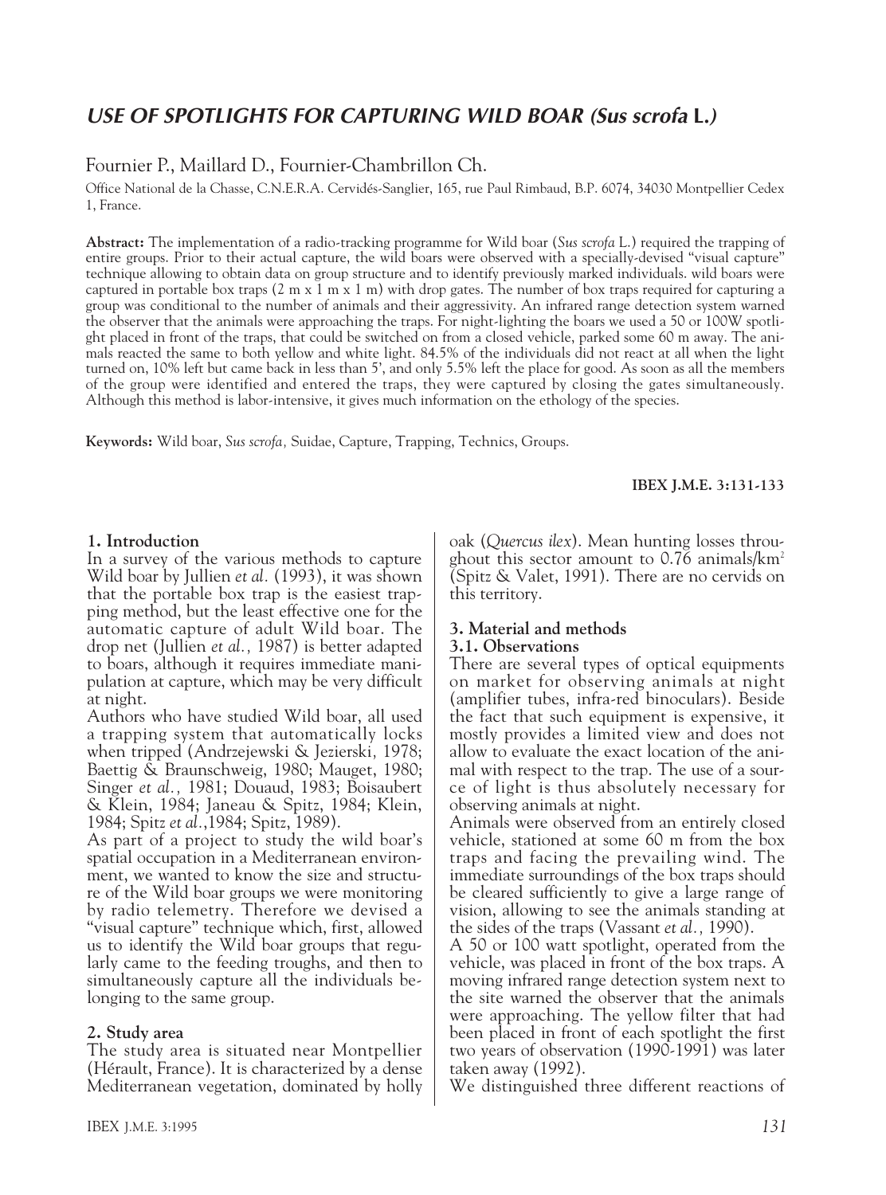# USE OF SPOTLIGHTS FOR CAPTURING WILD BOAR (*Sus scrofa* L.)

Fournier P., Maillard D., Fournier-Chambrillon Ch.

Office National de la Chasse, C.N.E.R.A. Cervidés-Sanglier, 165, rue Paul Rimbaud, B.P. 6074, 34030 Montpellier Cedex 1, France.

**Abstract:** The implementation of a radio-tracking programme for Wild boar (*Sus scrofa* L.) required the trapping of entire groups. Prior to their actual capture, the wild boars were observed with a specially-devised "visual capture" technique allowing to obtain data on group structure and to identify previously marked individuals. wild boars were captured in portable box traps (2 m x 1 m x 1 m) with drop gates. The number of box traps required for capturing a group was conditional to the number of animals and their aggressivity. An infrared range detection system warned the observer that the animals were approaching the traps. For night-lighting the boars we used a 50 or 100W spotlight placed in front of the traps, that could be switched on from a closed vehicle, parked some 60 m away. The animals reacted the same to both yellow and white light. 84.5% of the individuals did not react at all when the light turned on, 10% left but came back in less than 5', and only 5.5% left the place for good. As soon as all the members of the group were identified and entered the traps, they were captured by closing the gates simultaneously. Although this method is labor-intensive, it gives much information on the ethology of the species.

**Keywords:** Wild boar, *Sus scrofa,* Suidae, Capture, Trapping, Technics, Groups.

## 1. Introduction

In a survey of the various methods to capture Wild boar by Jullien *et al.* (1993), it was shown that the portable box trap is the easiest trapping method, but the least effective one for the automatic capture of adult Wild boar. The drop net (Jullien *et al.,* 1987) is better adapted to boars, although it requires immediate manipulation at capture, which may be very difficult at night.

Authors who have studied Wild boar, all used a trapping system that automatically locks when tripped (Andrzejewski & Jezierski, 1978; Baettig & Braunschweig, 1980; Mauget, 1980; Singer *et al.,* 1981; Douaud, 1983; Boisaubert & Klein, 1984; Janeau & Spitz, 1984; Klein, 1984; Spitz *et al.*,1984; Spitz, 1989).

As part of a project to study the wild boar's spatial occupation in a Mediterranean environment, we wanted to know the size and structure of the Wild boar groups we were monitoring by radio telemetry. Therefore we devised a "visual capture" technique which, first, allowed us to identify the Wild boar groups that regularly came to the feeding troughs, and then to simultaneously capture all the individuals belonging to the same group.

## 2. Study area

The study area is situated near Montpellier (Hérault, France). It is characterized by a dense Mediterranean vegetation, dominated by holly oak (*Quercus ilex*). Mean hunting losses throughout this sector amount to 0.76 animals/km$^2$ (Spitz & Valet, 1991). There are no cervids on this territory.

## 3. Material and methods

### 3.1. Observations

There are several types of optical equipments on market for observing animals at night (amplifier tubes, infra-red binoculars). Beside the fact that such equipment is expensive, it mostly provides a limited view and does not allow to evaluate the exact location of the animal with respect to the trap. The use of a source of light is thus absolutely necessary for observing animals at night.

Animals were observed from an entirely closed vehicle, stationed at some 60 m from the box traps and facing the prevailing wind. The immediate surroundings of the box traps should be cleared sufficiently to give a large range of vision, allowing to see the animals standing at the sides of the traps (Vassant *et al.,* 1990).

A 50 or 100 watt spotlight, operated from the vehicle, was placed in front of the box traps. A moving infrared range detection system next to the site warned the observer that the animals were approaching. The yellow filter that had been placed in front of each spotlight the first two years of observation (1990-1991) was later taken away (1992).

We distinguished three different reactions of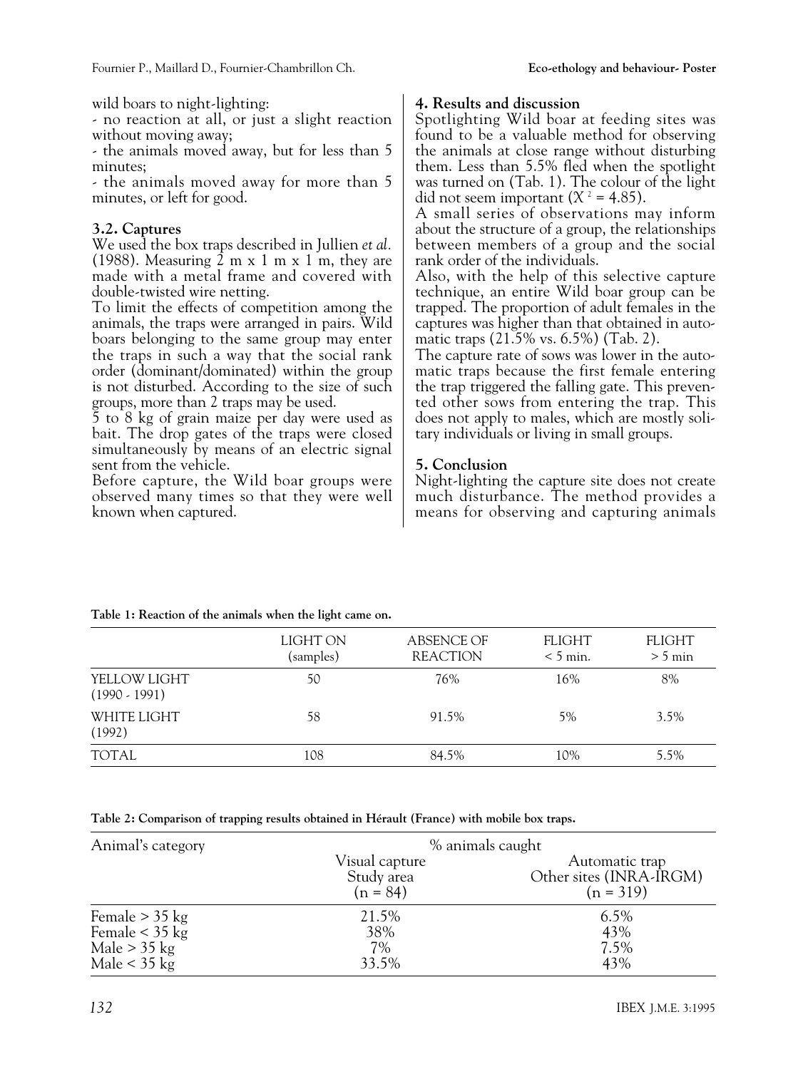wild boars to night-lighting:

- no reaction at all, or just a slight reaction without moving away;
- the animals moved away, but for less than 5 minutes;
- the animals moved away for more than 5 minutes, or left for good.

### 3.2. Captures

We used the box traps described in Jullien *et al.* (1988). Measuring 2 m x 1 m x 1 m, they are made with a metal frame and covered with double-twisted wire netting.

To limit the effects of competition among the animals, the traps were arranged in pairs. Wild boars belonging to the same group may enter the traps in such a way that the social rank order (dominant/dominated) within the group is not disturbed. According to the size of such groups, more than 2 traps may be used.

5 to 8 kg of grain maize per day were used as bait. The drop gates of the traps were closed simultaneously by means of an electric signal sent from the vehicle.

Before capture, the Wild boar groups were observed many times so that they were well known when captured.

## 4. Results and discussion

Spotlighting Wild boar at feeding sites was found to be a valuable method for observing the animals at close range without disturbing them. Less than 5.5% fled when the spotlight was turned on (Tab. 1). The colour of the light did not seem important ($X^2 = 4.85$).

A small series of observations may inform about the structure of a group, the relationships between members of a group and the social rank order of the individuals.

Also, with the help of this selective capture technique, an entire Wild boar group can be trapped. The proportion of adult females in the captures was higher than that obtained in automatic traps (21.5% vs. 6.5%) (Tab. 2).

The capture rate of sows was lower in the automatic traps because the first female entering the trap triggered the falling gate. This prevented other sows from entering the trap. This does not apply to males, which are mostly solitary individuals or living in small groups.

## 5. Conclusion

Night-lighting the capture site does not create much disturbance. The method provides a means for observing and capturing animals

**Table 1: Reaction of the animals when the light came on.**

| | LIGHT ON (samples) | ABSENCE OF REACTION | FLIGHT < 5 min. | FLIGHT > 5 min |
|---|---|---|---|---|
| YELLOW LIGHT (1990 - 1991) | 50 | 76% | 16% | 8% |
| WHITE LIGHT (1992) | 58 | 91.5% | 5% | 3.5% |
| TOTAL | 108 | 84.5% | 10% | 5.5% |

**Table 2: Comparison of trapping results obtained in Hérault (France) with mobile box traps.**

| Animal's category | % animals caught | |
|---|---|---|
| | Visual capture Study area (n = 84) | Automatic trap Other sites (INRA-IRGM) (n = 319) |
| Female > 35 kg | 21.5% | 6.5% |
| Female < 35 kg | 38% | 43% |
| Male > 35 kg | 7% | 7.5% |
| Male < 35 kg | 33.5% | 43% |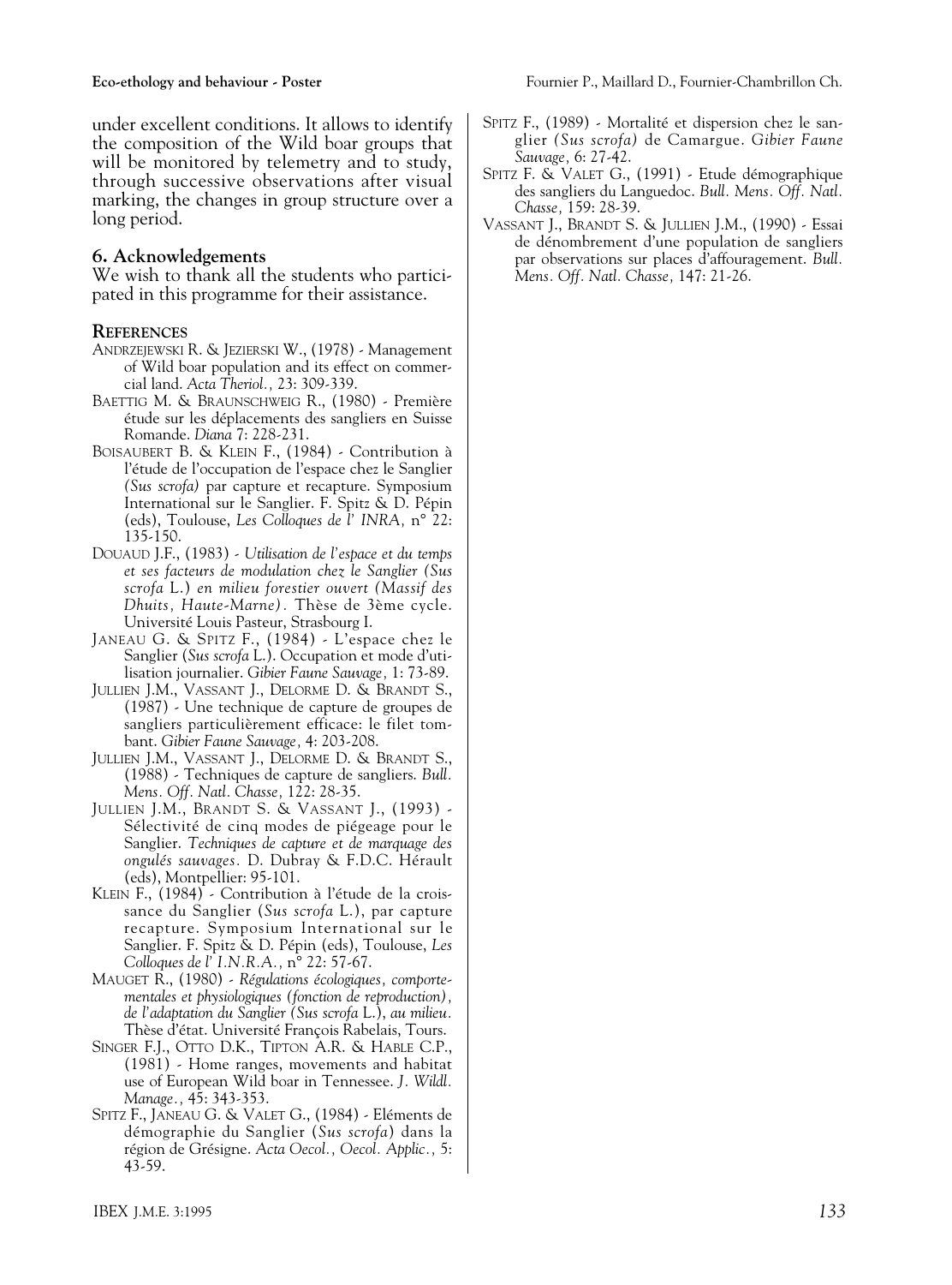under excellent conditions. It allows to identify the composition of the Wild boar groups that will be monitored by telemetry and to study, through successive observations after visual marking, the changes in group structure over a long period.

## 6. Acknowledgements

We wish to thank all the students who participated in this programme for their assistance.

## References

ANDRZEJEWSKI R. & JEZIERSKI W., (1978) - Management of Wild boar population and its effect on commercial land. *Acta Theriol.,* 23: 309-339.

BAETTIG M. & BRAUNSCHWEIG R., (1980) - Première étude sur les déplacements des sangliers en Suisse Romande. *Diana* 7: 228-231.

BOISAUBERT B. & KLEIN F., (1984) - Contribution à l'étude de l'occupation de l'espace chez le Sanglier *(Sus scrofa)* par capture et recapture. Symposium International sur le Sanglier. F. Spitz & D. Pépin (eds), Toulouse, *Les Colloques de l' INRA,* n° 22: 135-150.

DOUAUD J.F., (1983) - *Utilisation de l'espace et du temps et ses facteurs de modulation chez le Sanglier (Sus scrofa L.) en milieu forestier ouvert (Massif des Dhuits, Haute-Marne).* Thèse de 3ème cycle. Université Louis Pasteur, Strasbourg I.

JANEAU G. & SPITZ F., (1984) - L'espace chez le Sanglier (*Sus scrofa* L.). Occupation et mode d'utilisation journalier. *Gibier Faune Sauvage,* 1: 73-89.

JULLIEN J.M., VASSANT J., DELORME D. & BRANDT S., (1987) - Une technique de capture de groupes de sangliers particulièrement efficace: le filet tombant. *Gibier Faune Sauvage,* 4: 203-208.

JULLIEN J.M., VASSANT J., DELORME D. & BRANDT S., (1988) - Techniques de capture de sangliers. *Bull. Mens. Off. Natl. Chasse,* 122: 28-35.

JULLIEN J.M., BRANDT S. & VASSANT J., (1993) - Sélectivité de cinq modes de piégeage pour le Sanglier. *Techniques de capture et de marquage des ongulés sauvages.* D. Dubray & F.D.C. Hérault (eds), Montpellier: 95-101.

KLEIN F., (1984) - Contribution à l'étude de la croissance du Sanglier (*Sus scrofa* L.), par capture recapture. Symposium International sur le Sanglier. F. Spitz & D. Pépin (eds), Toulouse, *Les Colloques de l' I.N.R.A.,* n° 22: 57-67.

MAUGET R., (1980) - *Régulations écologiques, comportementales et physiologiques (fonction de reproduction), de l'adaptation du Sanglier (Sus scrofa L.), au milieu.* Thèse d'état. Université François Rabelais, Tours.

SINGER F.J., OTTO D.K., TIPTON A.R. & HABLE C.P., (1981) - Home ranges, movements and habitat use of European Wild boar in Tennessee. *J. Wildl. Manage.,* 45: 343-353.

SPITZ F., JANEAU G. & VALET G., (1984) - Eléments de démographie du Sanglier (*Sus scrofa*) dans la région de Grésigne. *Acta Oecol., Oecol. Applic.,* 5: 43-59.

SPITZ F., (1989) - Mortalité et dispersion chez le sanglier *(Sus scrofa)* de Camargue. *Gibier Faune Sauvage,* 6: 27-42.

SPITZ F. & VALET G., (1991) - Etude démographique des sangliers du Languedoc. *Bull. Mens. Off. Natl. Chasse,* 159: 28-39.

VASSANT J., BRANDT S. & JULLIEN J.M., (1990) - Essai de dénombrement d'une population de sangliers par observations sur places d'affouragement. *Bull. Mens. Off. Natl. Chasse,* 147: 21-26.